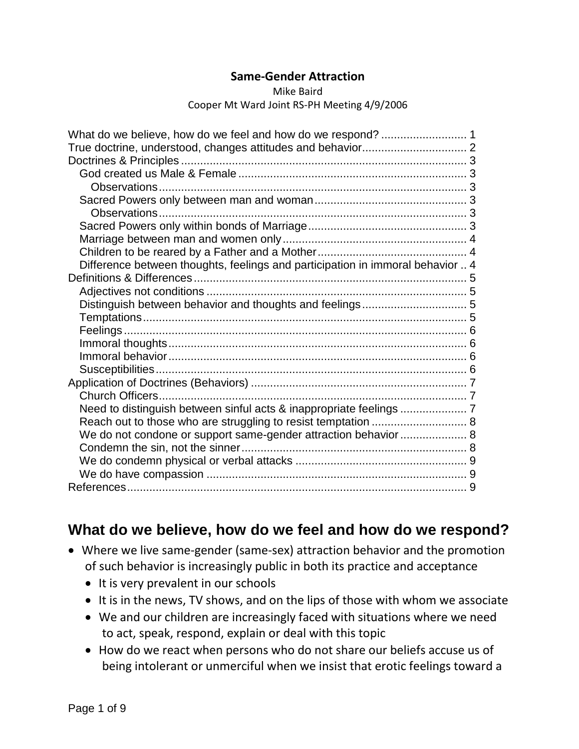**Same-Gender Attraction**

Mike Baird

Cooper Mt Ward Joint RS-PH Meeting 4/9/2006

- What do we believe, how do we feel and how do we respond? ........................... 1
- True doctrine, understood, changes attitudes and behavior................................. 2
- Doctrines & Principles .......................................................................................... 3
  - God created us Male & Female ....................................................................... 3
    - Observations................................................................................................. 3
  - Sacred Powers only between man and woman................................................ 3
    - Observations................................................................................................. 3
  - Sacred Powers only within bonds of Marriage.................................................. 3
  - Marriage between man and women only.......................................................... 4
  - Children to be reared by a Father and a Mother............................................... 4
  - Difference between thoughts, feelings and participation in immoral behavior .. 4
- Definitions & Differences...................................................................................... 5
  - Adjectives not conditions .................................................................................. 5
  - Distinguish between behavior and thoughts and feelings................................. 5
  - Temptations...................................................................................................... 5
  - Feelings............................................................................................................ 6
  - Immoral thoughts.............................................................................................. 6
  - Immoral behavior.............................................................................................. 6
  - Susceptibilities.................................................................................................. 6
- Application of Doctrines (Behaviors) ................................................................... 7
  - Church Officers................................................................................................. 7
  - Need to distinguish between sinful acts & inappropriate feelings ..................... 7
  - Reach out to those who are struggling to resist temptation ............................. 8
  - We do not condone or support same-gender attraction behavior..................... 8
  - Condemn the sin, not the sinner....................................................................... 8
  - We do condemn physical or verbal attacks ...................................................... 9
  - We do have compassion .................................................................................. 9
- References........................................................................................................... 9

## What do we believe, how do we feel and how do we respond?

- Where we live same-gender (same-sex) attraction behavior and the promotion of such behavior is increasingly public in both its practice and acceptance
  - It is very prevalent in our schools
  - It is in the news, TV shows, and on the lips of those with whom we associate
  - We and our children are increasingly faced with situations where we need to act, speak, respond, explain or deal with this topic
  - How do we react when persons who do not share our beliefs accuse us of being intolerant or unmerciful when we insist that erotic feelings toward a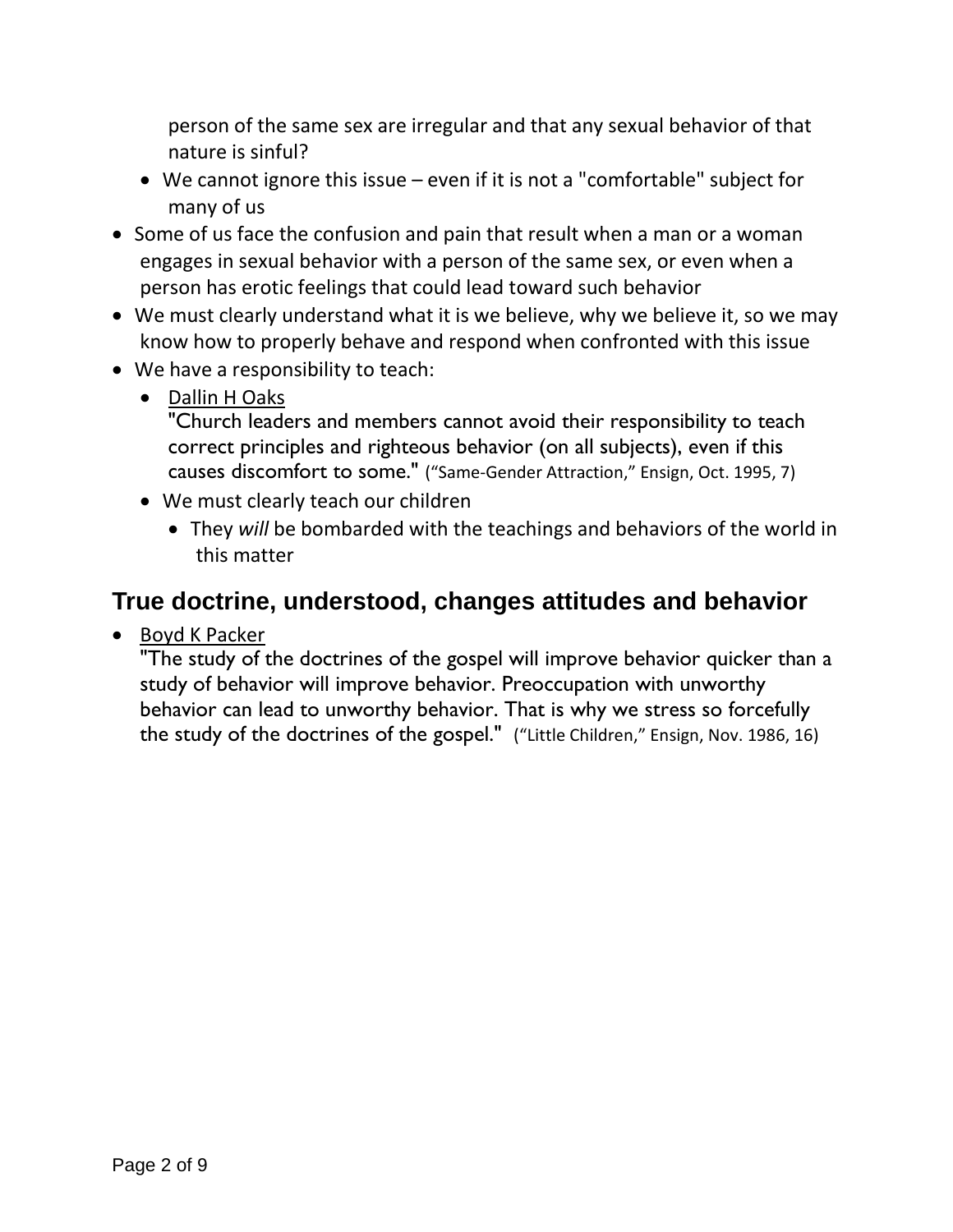person of the same sex are irregular and that any sexual behavior of that nature is sinful?
  - We cannot ignore this issue – even if it is not a "comfortable" subject for many of us
- Some of us face the confusion and pain that result when a man or a woman engages in sexual behavior with a person of the same sex, or even when a person has erotic feelings that could lead toward such behavior
- We must clearly understand what it is we believe, why we believe it, so we may know how to properly behave and respond when confronted with this issue
- We have a responsibility to teach:
  - Dallin H Oaks
    "Church leaders and members cannot avoid their responsibility to teach correct principles and righteous behavior (on all subjects), even if this causes discomfort to some." ("Same-Gender Attraction," Ensign, Oct. 1995, 7)
  - We must clearly teach our children
    - They *will* be bombarded with the teachings and behaviors of the world in this matter

## True doctrine, understood, changes attitudes and behavior

- Boyd K Packer
  "The study of the doctrines of the gospel will improve behavior quicker than a study of behavior will improve behavior. Preoccupation with unworthy behavior can lead to unworthy behavior. That is why we stress so forcefully the study of the doctrines of the gospel." ("Little Children," Ensign, Nov. 1986, 16)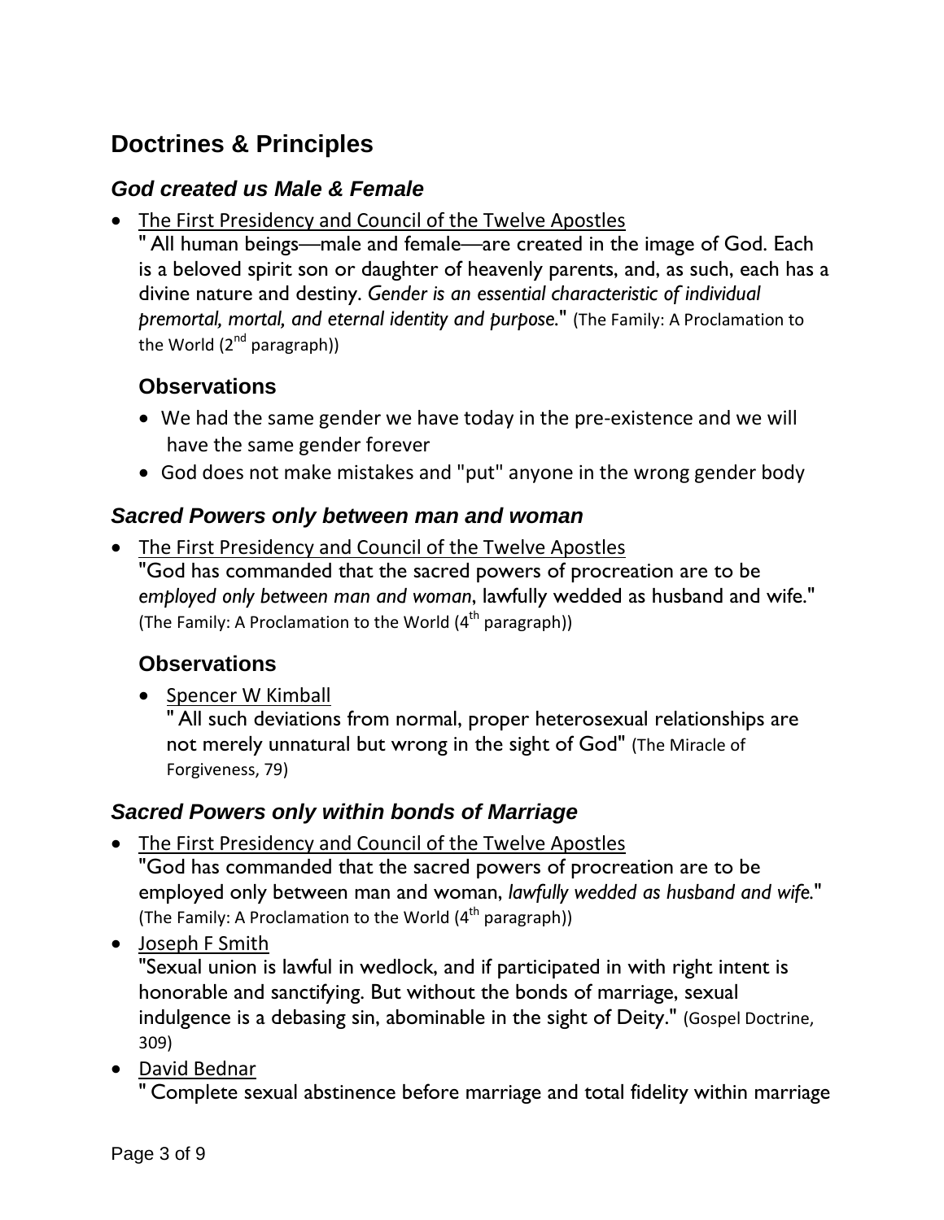## Doctrines & Principles

### *God created us Male & Female*

- The First Presidency and Council of the Twelve Apostles
  " All human beings—male and female—are created in the image of God. Each is a beloved spirit son or daughter of heavenly parents, and, as such, each has a divine nature and destiny. *Gender is an essential characteristic of individual premortal, mortal, and eternal identity and purpose.*" (The Family: A Proclamation to the World (2nd paragraph))

#### Observations

- We had the same gender we have today in the pre-existence and we will have the same gender forever
- God does not make mistakes and "put" anyone in the wrong gender body

### *Sacred Powers only between man and woman*

- The First Presidency and Council of the Twelve Apostles
  "God has commanded that the sacred powers of procreation are to be *employed only between man and woman*, lawfully wedded as husband and wife." (The Family: A Proclamation to the World (4th paragraph))

#### Observations

- Spencer W Kimball
  " All such deviations from normal, proper heterosexual relationships are not merely unnatural but wrong in the sight of God" (The Miracle of Forgiveness, 79)

### *Sacred Powers only within bonds of Marriage*

- The First Presidency and Council of the Twelve Apostles
  "God has commanded that the sacred powers of procreation are to be employed only between man and woman, *lawfully wedded as husband and wife.*" (The Family: A Proclamation to the World (4th paragraph))
- Joseph F Smith
  "Sexual union is lawful in wedlock, and if participated in with right intent is honorable and sanctifying. But without the bonds of marriage, sexual indulgence is a debasing sin, abominable in the sight of Deity." (Gospel Doctrine, 309)
- David Bednar
  " Complete sexual abstinence before marriage and total fidelity within marriage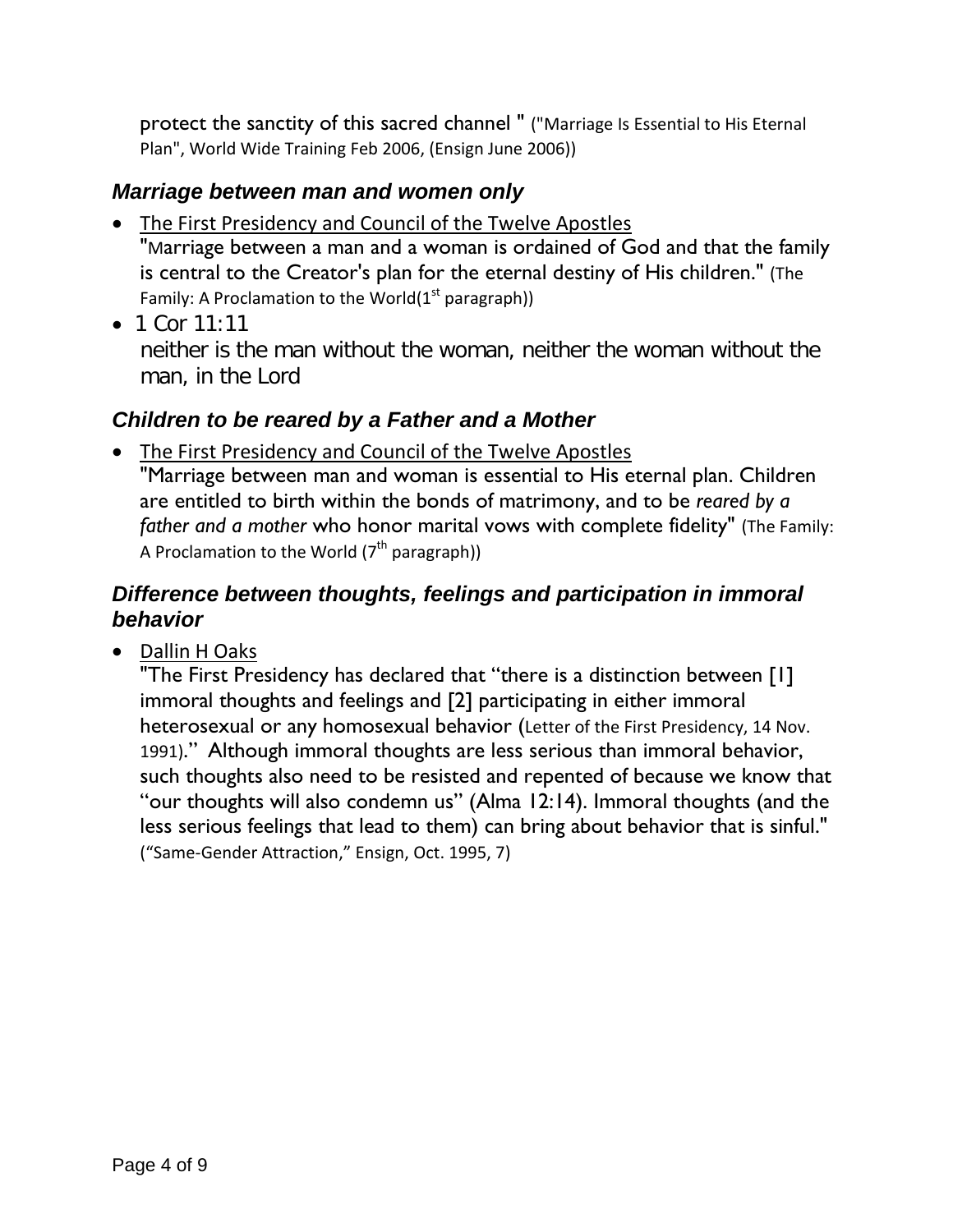protect the sanctity of this sacred channel " ("Marriage Is Essential to His Eternal Plan", World Wide Training Feb 2006, (Ensign June 2006))

### *Marriage between man and women only*

- The First Presidency and Council of the Twelve Apostles
  "Marriage between a man and a woman is ordained of God and that the family is central to the Creator's plan for the eternal destiny of His children." (The Family: A Proclamation to the World(1st paragraph))
- 1 Cor 11:11
  neither is the man without the woman, neither the woman without the man, in the Lord

### *Children to be reared by a Father and a Mother*

- The First Presidency and Council of the Twelve Apostles
  "Marriage between man and woman is essential to His eternal plan. Children are entitled to birth within the bonds of matrimony, and to be *reared by a father and a mother* who honor marital vows with complete fidelity" (The Family: A Proclamation to the World (7th paragraph))

### *Difference between thoughts, feelings and participation in immoral behavior*

- Dallin H Oaks
  "The First Presidency has declared that "there is a distinction between [1] immoral thoughts and feelings and [2] participating in either immoral heterosexual or any homosexual behavior (Letter of the First Presidency, 14 Nov. 1991)." Although immoral thoughts are less serious than immoral behavior, such thoughts also need to be resisted and repented of because we know that "our thoughts will also condemn us" (Alma 12:14). Immoral thoughts (and the less serious feelings that lead to them) can bring about behavior that is sinful." ("Same-Gender Attraction," Ensign, Oct. 1995, 7)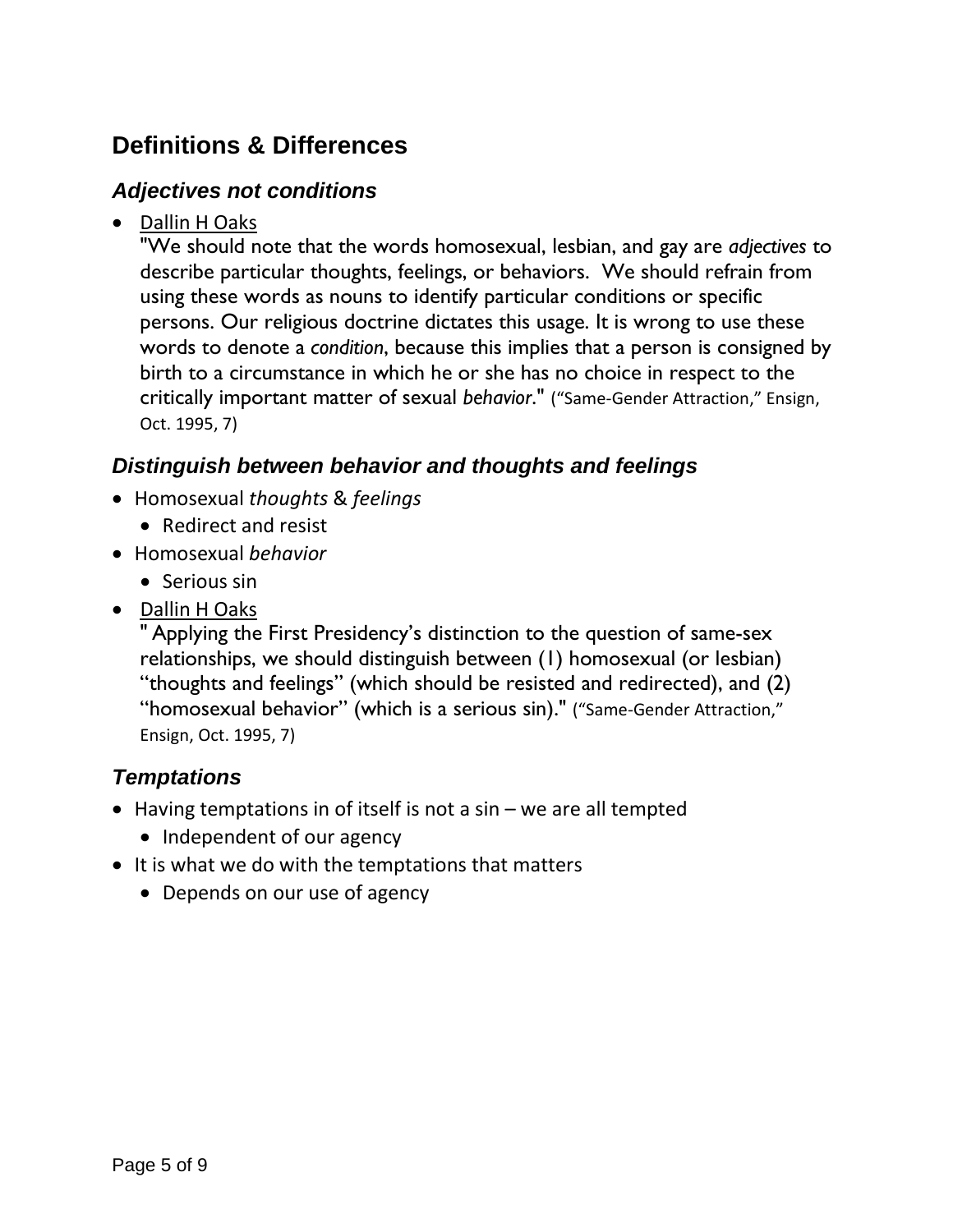## Definitions & Differences

### *Adjectives not conditions*

- Dallin H Oaks
  "We should note that the words homosexual, lesbian, and gay are *adjectives* to describe particular thoughts, feelings, or behaviors. We should refrain from using these words as nouns to identify particular conditions or specific persons. Our religious doctrine dictates this usage. It is wrong to use these words to denote a *condition*, because this implies that a person is consigned by birth to a circumstance in which he or she has no choice in respect to the critically important matter of sexual *behavior*." ("Same-Gender Attraction," Ensign, Oct. 1995, 7)

### *Distinguish between behavior and thoughts and feelings*

- Homosexual *thoughts* & *feelings*
  - Redirect and resist
- Homosexual *behavior*
  - Serious sin
- Dallin H Oaks
  " Applying the First Presidency's distinction to the question of same-sex relationships, we should distinguish between (1) homosexual (or lesbian) "thoughts and feelings" (which should be resisted and redirected), and (2) "homosexual behavior" (which is a serious sin)." ("Same-Gender Attraction," Ensign, Oct. 1995, 7)

### *Temptations*

- Having temptations in of itself is not a sin – we are all tempted
  - Independent of our agency
- It is what we do with the temptations that matters
  - Depends on our use of agency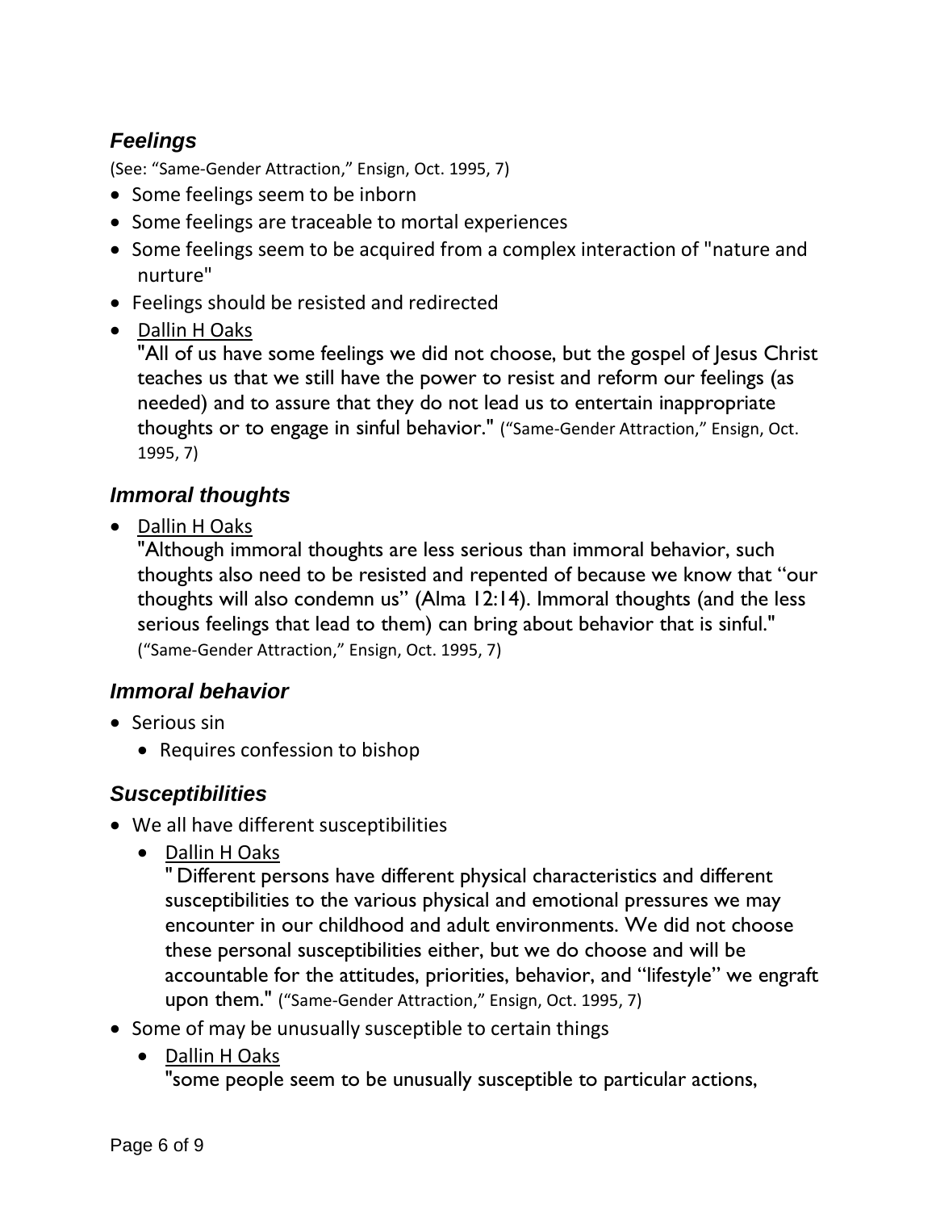### *Feelings*

(See: "Same-Gender Attraction," Ensign, Oct. 1995, 7)

- Some feelings seem to be inborn
- Some feelings are traceable to mortal experiences
- Some feelings seem to be acquired from a complex interaction of "nature and nurture"
- Feelings should be resisted and redirected
- Dallin H Oaks
  "All of us have some feelings we did not choose, but the gospel of Jesus Christ teaches us that we still have the power to resist and reform our feelings (as needed) and to assure that they do not lead us to entertain inappropriate thoughts or to engage in sinful behavior." ("Same-Gender Attraction," Ensign, Oct. 1995, 7)

### *Immoral thoughts*

- Dallin H Oaks
  "Although immoral thoughts are less serious than immoral behavior, such thoughts also need to be resisted and repented of because we know that "our thoughts will also condemn us" (Alma 12:14). Immoral thoughts (and the less serious feelings that lead to them) can bring about behavior that is sinful." ("Same-Gender Attraction," Ensign, Oct. 1995, 7)

### *Immoral behavior*

- Serious sin
  - Requires confession to bishop

### *Susceptibilities*

- We all have different susceptibilities
  - Dallin H Oaks
    " Different persons have different physical characteristics and different susceptibilities to the various physical and emotional pressures we may encounter in our childhood and adult environments. We did not choose these personal susceptibilities either, but we do choose and will be accountable for the attitudes, priorities, behavior, and "lifestyle" we engraft upon them." ("Same-Gender Attraction," Ensign, Oct. 1995, 7)
- Some of may be unusually susceptible to certain things
  - Dallin H Oaks
    "some people seem to be unusually susceptible to particular actions,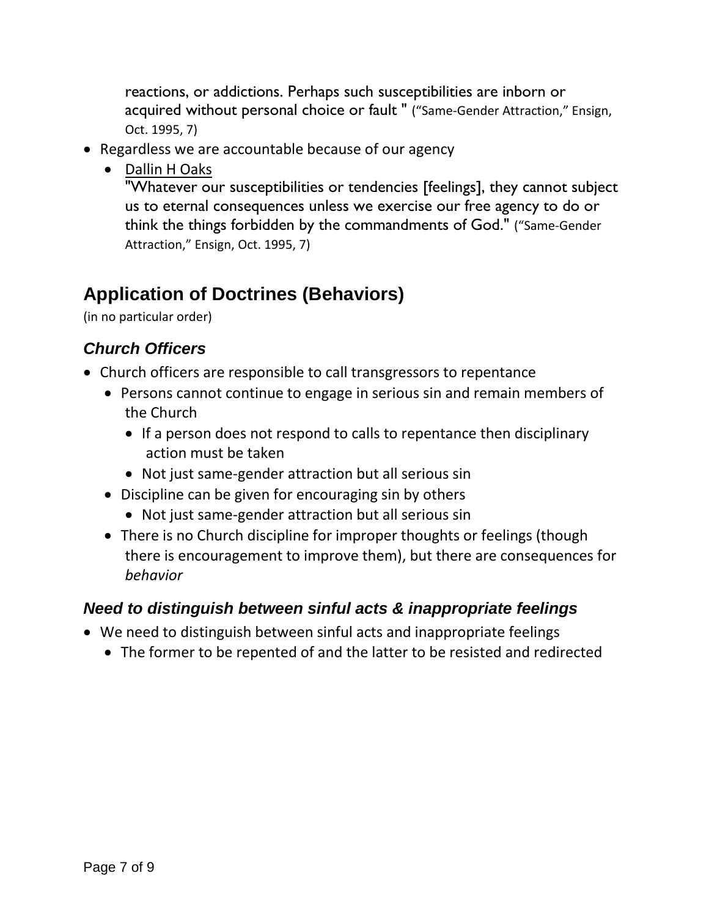reactions, or addictions. Perhaps such susceptibilities are inborn or acquired without personal choice or fault " ("Same-Gender Attraction," Ensign, Oct. 1995, 7)

- Regardless we are accountable because of our agency
  - Dallin H Oaks
    "Whatever our susceptibilities or tendencies [feelings], they cannot subject us to eternal consequences unless we exercise our free agency to do or think the things forbidden by the commandments of God." ("Same-Gender Attraction," Ensign, Oct. 1995, 7)

## Application of Doctrines (Behaviors)

(in no particular order)

### *Church Officers*

- Church officers are responsible to call transgressors to repentance
  - Persons cannot continue to engage in serious sin and remain members of the Church
    - If a person does not respond to calls to repentance then disciplinary action must be taken
    - Not just same-gender attraction but all serious sin
  - Discipline can be given for encouraging sin by others
    - Not just same-gender attraction but all serious sin
  - There is no Church discipline for improper thoughts or feelings (though there is encouragement to improve them), but there are consequences for *behavior*

### *Need to distinguish between sinful acts & inappropriate feelings*

- We need to distinguish between sinful acts and inappropriate feelings
  - The former to be repented of and the latter to be resisted and redirected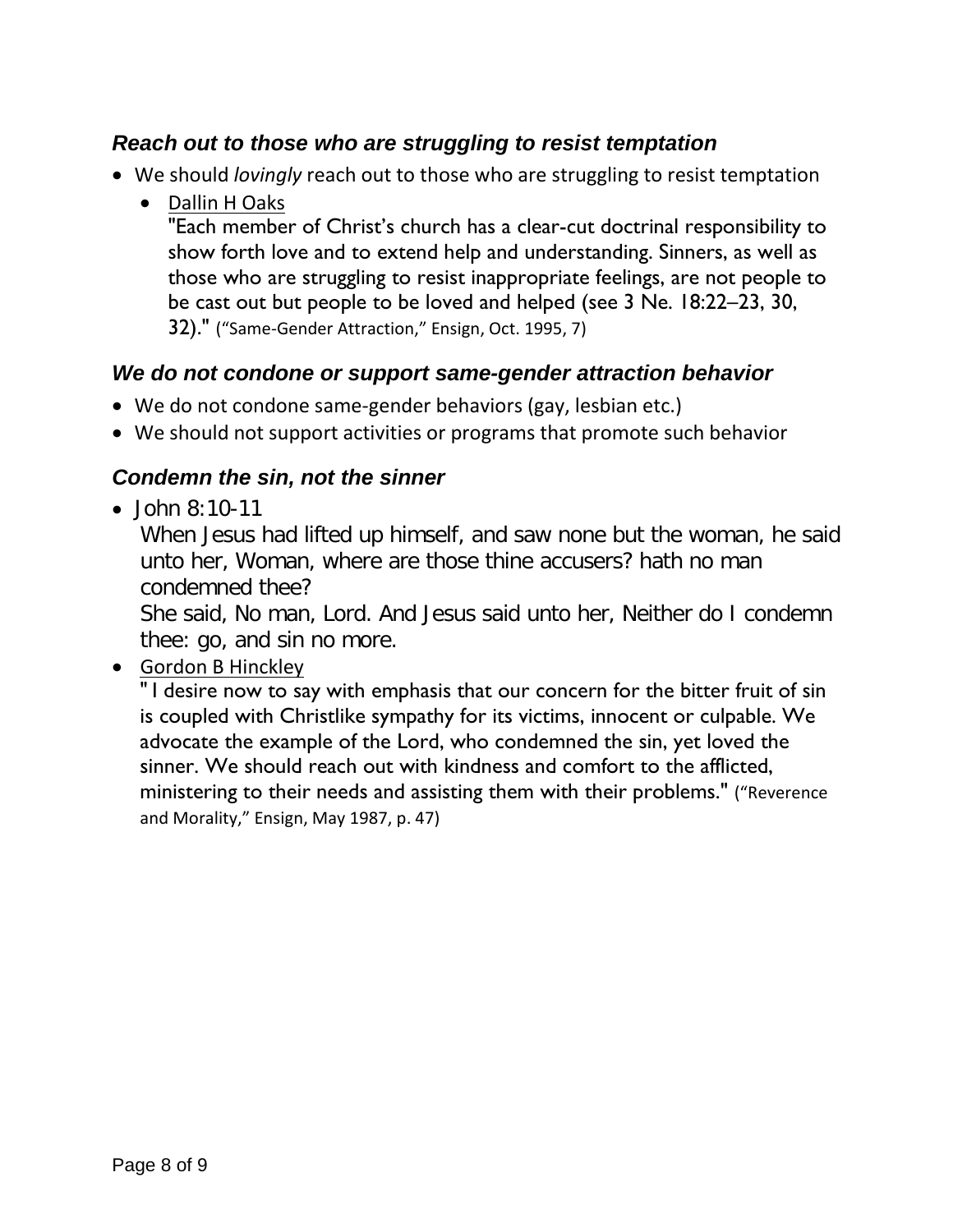### *Reach out to those who are struggling to resist temptation*

- We should *lovingly* reach out to those who are struggling to resist temptation
  - Dallin H Oaks
    "Each member of Christ's church has a clear-cut doctrinal responsibility to show forth love and to extend help and understanding. Sinners, as well as those who are struggling to resist inappropriate feelings, are not people to be cast out but people to be loved and helped (see 3 Ne. 18:22–23, 30, 32)." ("Same-Gender Attraction," Ensign, Oct. 1995, 7)

### *We do not condone or support same-gender attraction behavior*

- We do not condone same-gender behaviors (gay, lesbian etc.)
- We should not support activities or programs that promote such behavior

### *Condemn the sin, not the sinner*

- John 8:10-11
  When Jesus had lifted up himself, and saw none but the woman, he said unto her, Woman, where are those thine accusers? hath no man condemned thee?
  She said, No man, Lord. And Jesus said unto her, Neither do I condemn thee: go, and sin no more.
- Gordon B Hinckley
  " I desire now to say with emphasis that our concern for the bitter fruit of sin is coupled with Christlike sympathy for its victims, innocent or culpable. We advocate the example of the Lord, who condemned the sin, yet loved the sinner. We should reach out with kindness and comfort to the afflicted, ministering to their needs and assisting them with their problems." ("Reverence and Morality," Ensign, May 1987, p. 47)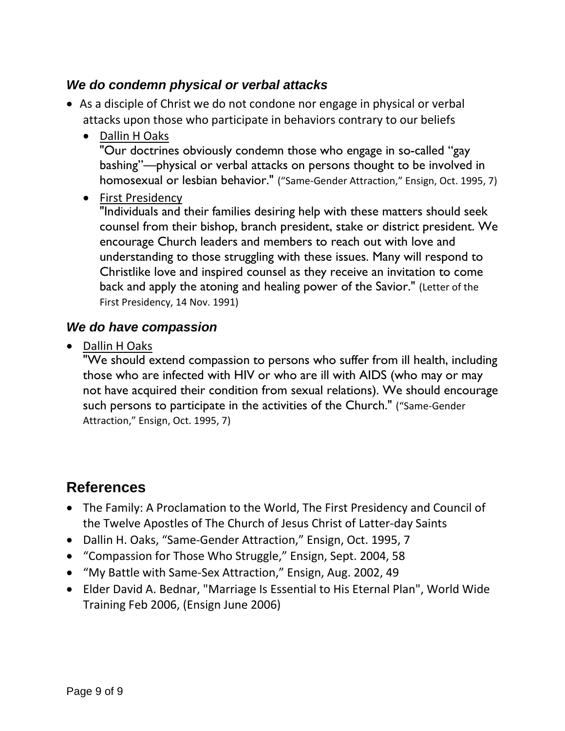### *We do condemn physical or verbal attacks*

- As a disciple of Christ we do not condone nor engage in physical or verbal attacks upon those who participate in behaviors contrary to our beliefs
  - Dallin H Oaks
    "Our doctrines obviously condemn those who engage in so-called "gay bashing"—physical or verbal attacks on persons thought to be involved in homosexual or lesbian behavior." ("Same-Gender Attraction," Ensign, Oct. 1995, 7)
  - First Presidency
    "Individuals and their families desiring help with these matters should seek counsel from their bishop, branch president, stake or district president. We encourage Church leaders and members to reach out with love and understanding to those struggling with these issues. Many will respond to Christlike love and inspired counsel as they receive an invitation to come back and apply the atoning and healing power of the Savior." (Letter of the First Presidency, 14 Nov. 1991)

### *We do have compassion*

- Dallin H Oaks
  "We should extend compassion to persons who suffer from ill health, including those who are infected with HIV or who are ill with AIDS (who may or may not have acquired their condition from sexual relations). We should encourage such persons to participate in the activities of the Church." ("Same-Gender Attraction," Ensign, Oct. 1995, 7)

## References

- The Family: A Proclamation to the World, The First Presidency and Council of the Twelve Apostles of The Church of Jesus Christ of Latter-day Saints
- Dallin H. Oaks, "Same-Gender Attraction," Ensign, Oct. 1995, 7
- "Compassion for Those Who Struggle," Ensign, Sept. 2004, 58
- "My Battle with Same-Sex Attraction," Ensign, Aug. 2002, 49
- Elder David A. Bednar, "Marriage Is Essential to His Eternal Plan", World Wide Training Feb 2006, (Ensign June 2006)